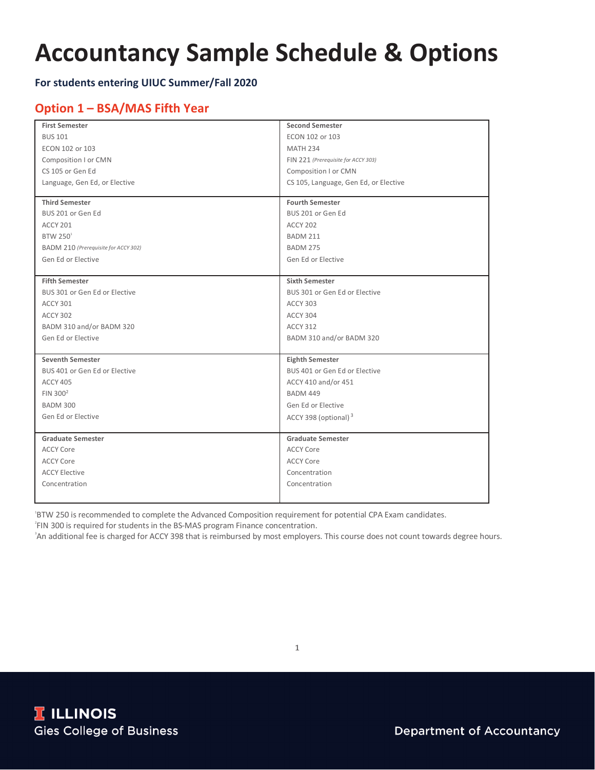# Accountancy Sample Schedule & Options

**For students entering UIUC Summer/Fall 2020**

## Option 1 – BSA/MAS Fifth Year

| First Semester | Second Semester |
| --- | --- |
| BUS 101 | ECON 102 or 103 |
| ECON 102 or 103 | MATH 234 |
| Composition I or CMN | FIN 221 *(Prerequisite for ACCY 303)* |
| CS 105 or Gen Ed | Composition I or CMN |
| Language, Gen Ed, or Elective | CS 105, Language, Gen Ed, or Elective |
| **Third Semester** | **Fourth Semester** |
| BUS 201 or Gen Ed | BUS 201 or Gen Ed |
| ACCY 201 | ACCY 202 |
| BTW 250[1] | BADM 211 |
| BADM 210 *(Prerequisite for ACCY 302)* | BADM 275 |
| Gen Ed or Elective | Gen Ed or Elective |
| **Fifth Semester** | **Sixth Semester** |
| BUS 301 or Gen Ed or Elective | BUS 301 or Gen Ed or Elective |
| ACCY 301 | ACCY 303 |
| ACCY 302 | ACCY 304 |
| BADM 310 and/or BADM 320 | ACCY 312 |
| Gen Ed or Elective | BADM 310 and/or BADM 320 |
| **Seventh Semester** | **Eighth Semester** |
| BUS 401 or Gen Ed or Elective | BUS 401 or Gen Ed or Elective |
| ACCY 405 | ACCY 410 and/or 451 |
| FIN 300[2] | BADM 449 |
| BADM 300 | Gen Ed or Elective |
| Gen Ed or Elective | ACCY 398 (optional)[3] |
| **Graduate Semester** | **Graduate Semester** |
| ACCY Core | ACCY Core |
| ACCY Core | ACCY Core |
| ACCY Elective | Concentration |
| Concentration | Concentration |

[1] BTW 250 is recommended to complete the Advanced Composition requirement for potential CPA Exam candidates.

[2] FIN 300 is required for students in the BS-MAS program Finance concentration.

[3] An additional fee is charged for ACCY 398 that is reimbursed by most employers. This course does not count towards degree hours.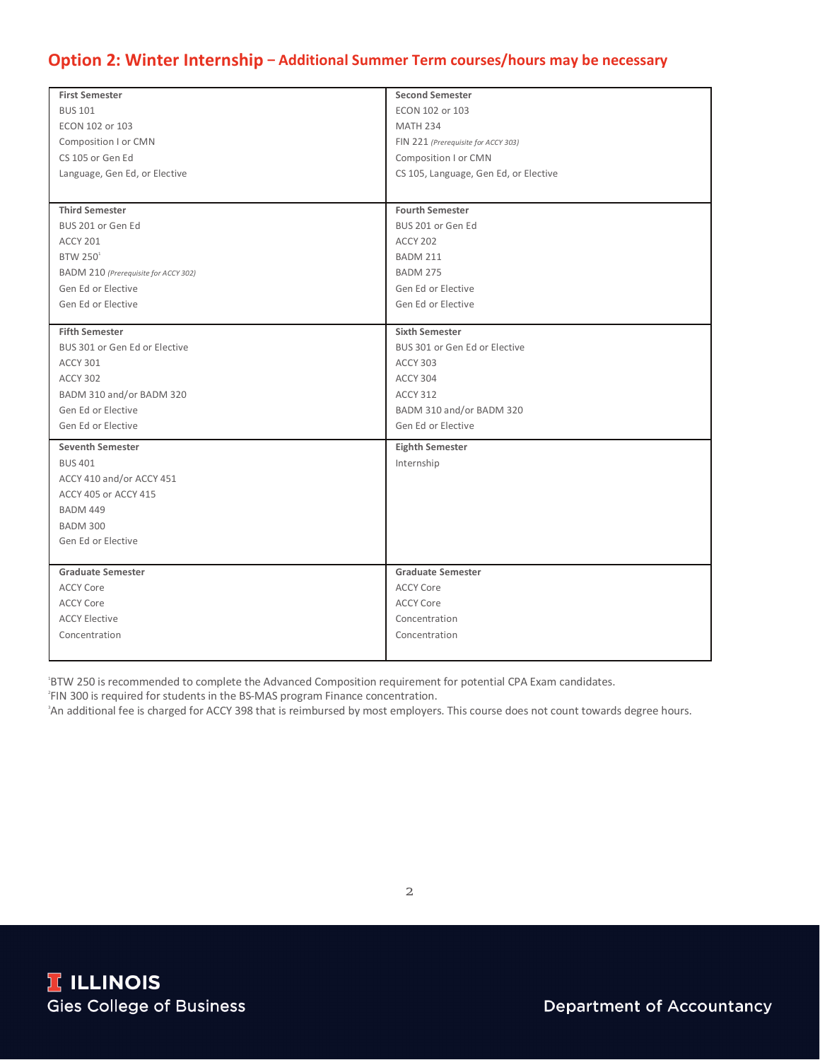## Option 2: Winter Internship – Additional Summer Term courses/hours may be necessary

| First Semester | Second Semester |
|---|---|
| BUS 101 | ECON 102 or 103 |
| ECON 102 or 103 | MATH 234 |
| Composition I or CMN | FIN 221 *(Prerequisite for ACCY 303)* |
| CS 105 or Gen Ed | Composition I or CMN |
| Language, Gen Ed, or Elective | CS 105, Language, Gen Ed, or Elective |
| **Third Semester** | **Fourth Semester** |
| BUS 201 or Gen Ed | BUS 201 or Gen Ed |
| ACCY 201 | ACCY 202 |
| BTW 250[1] | BADM 211 |
| BADM 210 *(Prerequisite for ACCY 302)* | BADM 275 |
| Gen Ed or Elective | Gen Ed or Elective |
| Gen Ed or Elective | Gen Ed or Elective |
| **Fifth Semester** | **Sixth Semester** |
| BUS 301 or Gen Ed or Elective | BUS 301 or Gen Ed or Elective |
| ACCY 301 | ACCY 303 |
| ACCY 302 | ACCY 304 |
| BADM 310 and/or BADM 320 | ACCY 312 |
| Gen Ed or Elective | BADM 310 and/or BADM 320 |
| Gen Ed or Elective | Gen Ed or Elective |
| **Seventh Semester** | **Eighth Semester** |
| BUS 401 | Internship |
| ACCY 410 and/or ACCY 451 | |
| ACCY 405 or ACCY 415 | |
| BADM 449 | |
| BADM 300 | |
| Gen Ed or Elective | |
| **Graduate Semester** | **Graduate Semester** |
| ACCY Core | ACCY Core |
| ACCY Core | ACCY Core |
| ACCY Elective | Concentration |
| Concentration | Concentration |

[1]BTW 250 is recommended to complete the Advanced Composition requirement for potential CPA Exam candidates.
[2]FIN 300 is required for students in the BS-MAS program Finance concentration.
[3]An additional fee is charged for ACCY 398 that is reimbursed by most employers. This course does not count towards degree hours.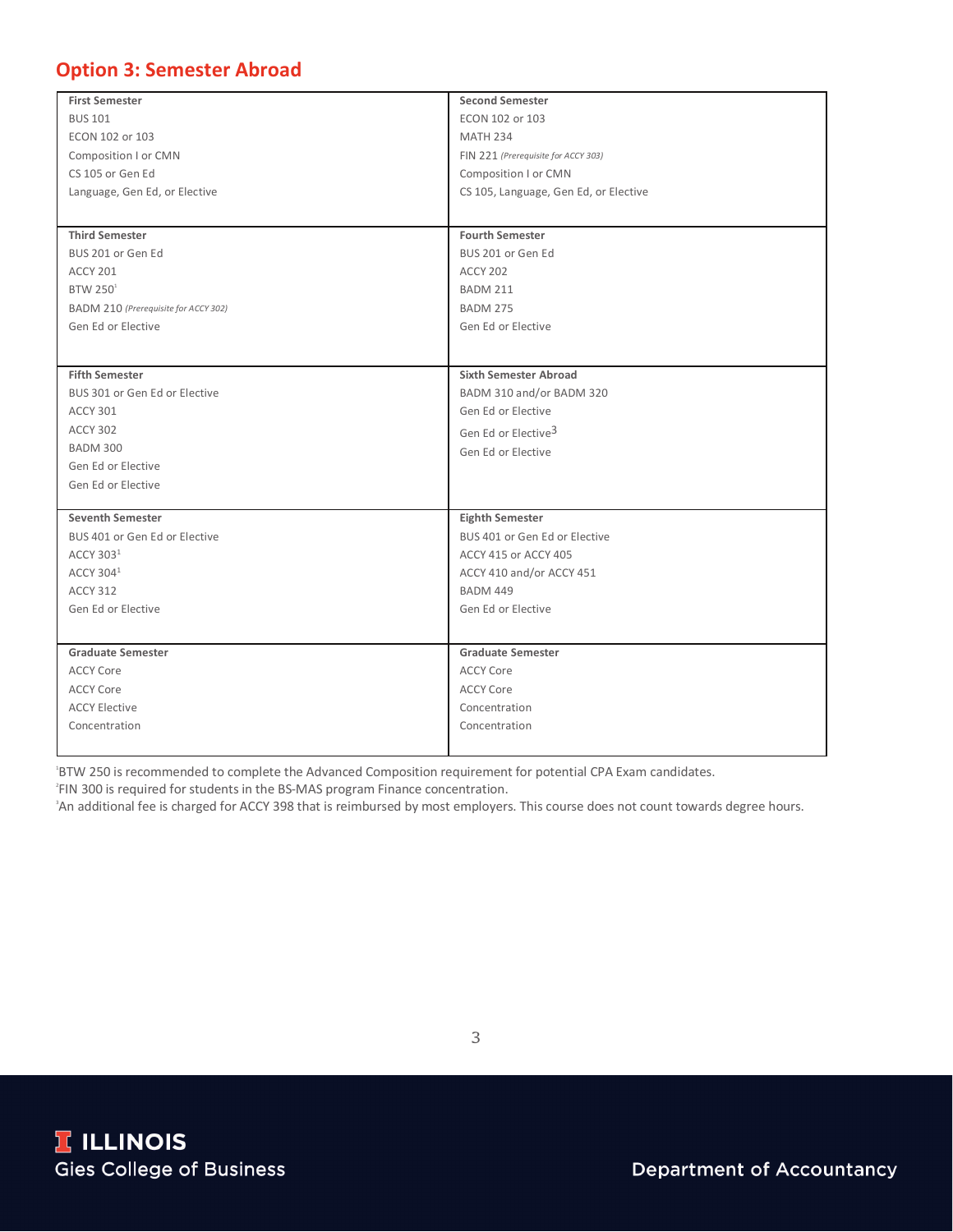## Option 3: Semester Abroad

| | |
|---|---|
| **First Semester**<br>BUS 101<br>ECON 102 or 103<br>Composition I or CMN<br>CS 105 or Gen Ed<br>Language, Gen Ed, or Elective | **Second Semester**<br>ECON 102 or 103<br>MATH 234<br>FIN 221 *(Prerequisite for ACCY 303)*<br>Composition I or CMN<br>CS 105, Language, Gen Ed, or Elective |
| **Third Semester**<br>BUS 201 or Gen Ed<br>ACCY 201<br>BTW 250[1]<br>BADM 210 *(Prerequisite for ACCY 302)*<br>Gen Ed or Elective | **Fourth Semester**<br>BUS 201 or Gen Ed<br>ACCY 202<br>BADM 211<br>BADM 275<br>Gen Ed or Elective |
| **Fifth Semester**<br>BUS 301 or Gen Ed or Elective<br>ACCY 301<br>ACCY 302<br>BADM 300<br>Gen Ed or Elective<br>Gen Ed or Elective | **Sixth Semester Abroad**<br>BADM 310 and/or BADM 320<br>Gen Ed or Elective<br>Gen Ed or Elective[3]<br>Gen Ed or Elective |
| **Seventh Semester**<br>BUS 401 or Gen Ed or Elective<br>ACCY 303[1]<br>ACCY 304[1]<br>ACCY 312<br>Gen Ed or Elective | **Eighth Semester**<br>BUS 401 or Gen Ed or Elective<br>ACCY 415 or ACCY 405<br>ACCY 410 and/or ACCY 451<br>BADM 449<br>Gen Ed or Elective |
| **Graduate Semester**<br>ACCY Core<br>ACCY Core<br>ACCY Elective<br>Concentration | **Graduate Semester**<br>ACCY Core<br>ACCY Core<br>Concentration<br>Concentration |

[1]BTW 250 is recommended to complete the Advanced Composition requirement for potential CPA Exam candidates.
[2]FIN 300 is required for students in the BS-MAS program Finance concentration.
[3]An additional fee is charged for ACCY 398 that is reimbursed by most employers. This course does not count towards degree hours.